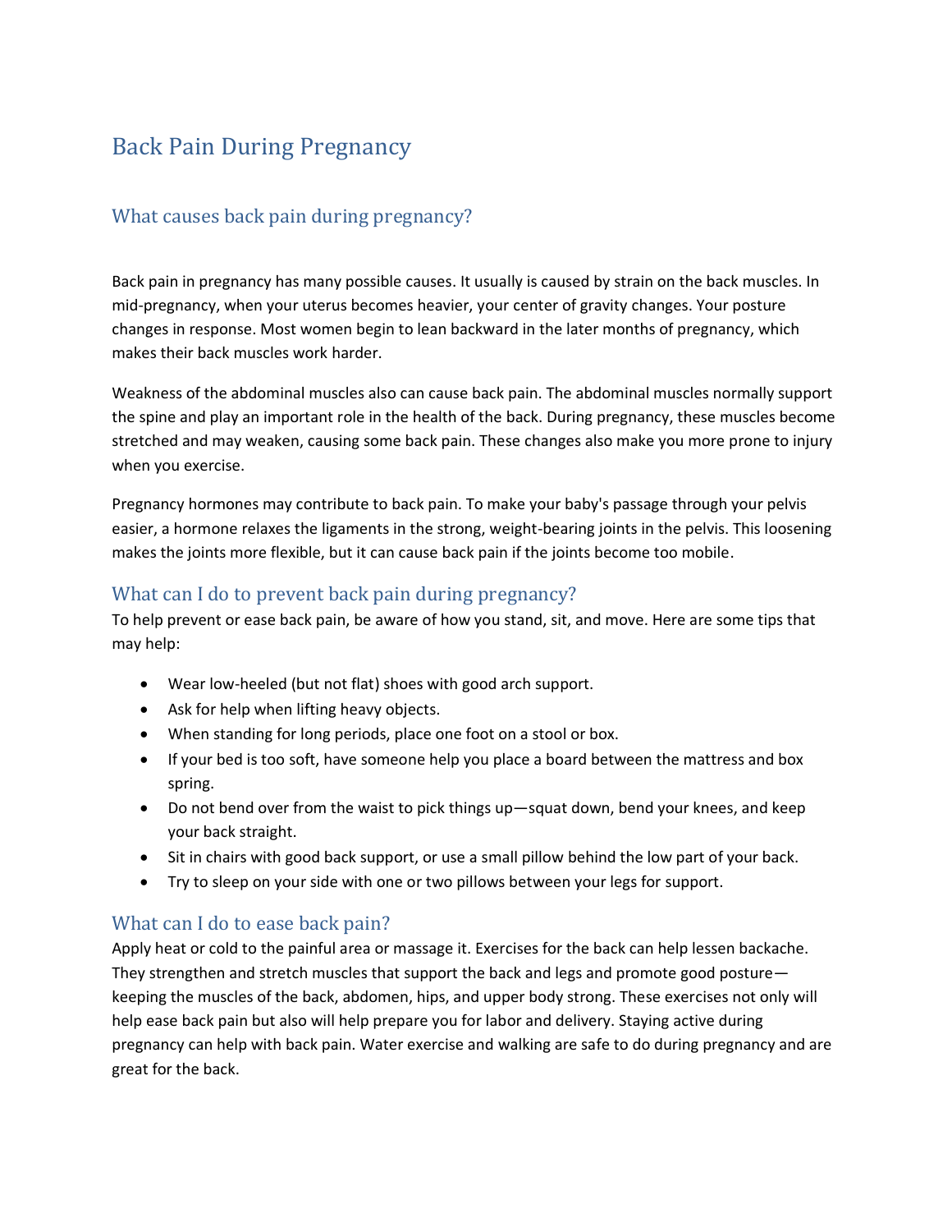# Back Pain During Pregnancy

## What causes back pain during pregnancy?

Back pain in pregnancy has many possible causes. It usually is caused by strain on the back muscles. In mid-pregnancy, when your uterus becomes heavier, your center of gravity changes. Your posture changes in response. Most women begin to lean backward in the later months of pregnancy, which makes their back muscles work harder.

Weakness of the abdominal muscles also can cause back pain. The abdominal muscles normally support the spine and play an important role in the health of the back. During pregnancy, these muscles become stretched and may weaken, causing some back pain. These changes also make you more prone to injury when you exercise.

Pregnancy hormones may contribute to back pain. To make your baby's passage through your pelvis easier, a hormone relaxes the ligaments in the strong, weight-bearing joints in the pelvis. This loosening makes the joints more flexible, but it can cause back pain if the joints become too mobile.

## What can I do to prevent back pain during pregnancy?

To help prevent or ease back pain, be aware of how you stand, sit, and move. Here are some tips that may help:

- Wear low-heeled (but not flat) shoes with good arch support.
- Ask for help when lifting heavy objects.
- When standing for long periods, place one foot on a stool or box.
- If your bed is too soft, have someone help you place a board between the mattress and box spring.
- Do not bend over from the waist to pick things up—squat down, bend your knees, and keep your back straight.
- Sit in chairs with good back support, or use a small pillow behind the low part of your back.
- Try to sleep on your side with one or two pillows between your legs for support.

## What can I do to ease back pain?

Apply heat or cold to the painful area or massage it. Exercises for the back can help lessen backache. They strengthen and stretch muscles that support the back and legs and promote good posture—keeping the muscles of the back, abdomen, hips, and upper body strong. These exercises not only will help ease back pain but also will help prepare you for labor and delivery. Staying active during pregnancy can help with back pain. Water exercise and walking are safe to do during pregnancy and are great for the back.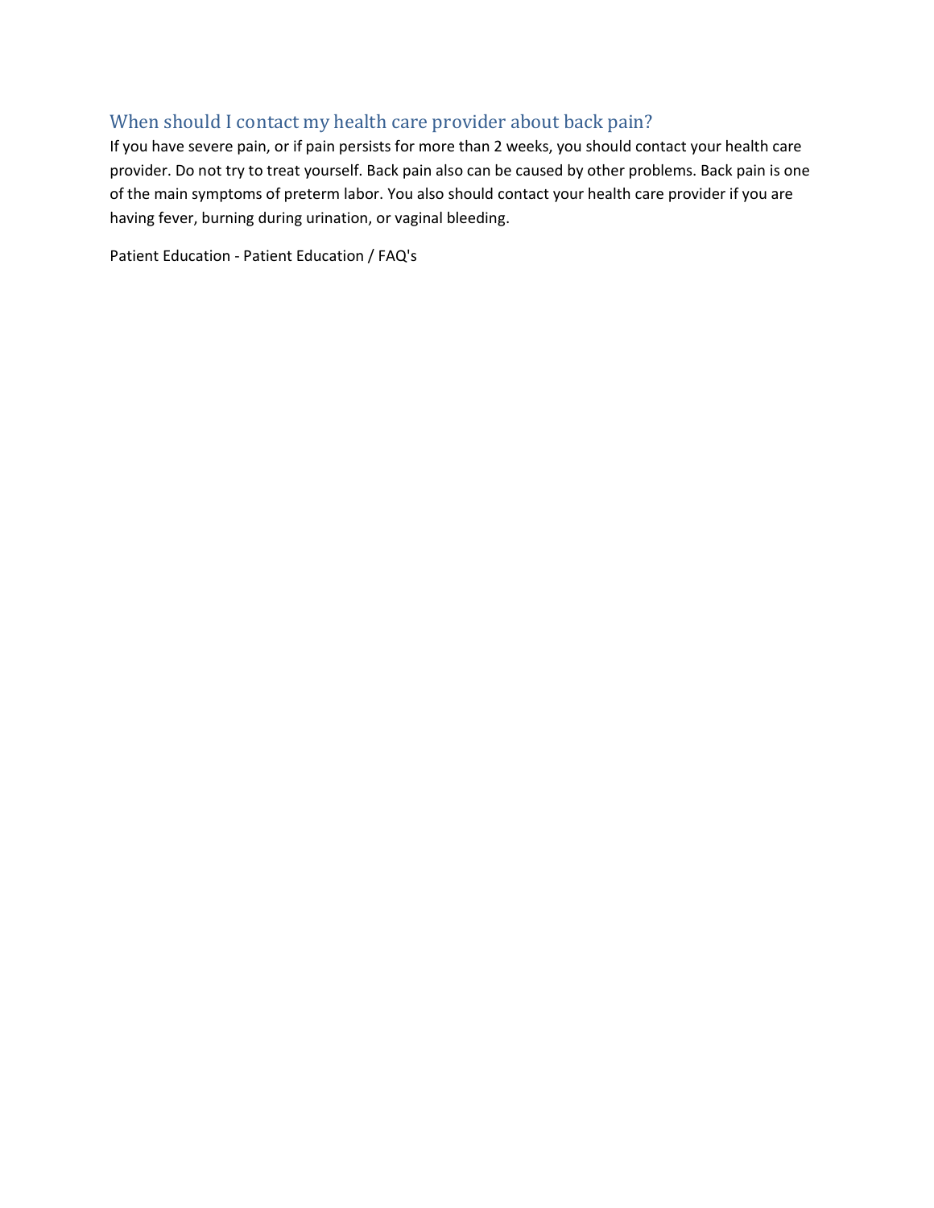## When should I contact my health care provider about back pain?

If you have severe pain, or if pain persists for more than 2 weeks, you should contact your health care provider. Do not try to treat yourself. Back pain also can be caused by other problems. Back pain is one of the main symptoms of preterm labor. You also should contact your health care provider if you are having fever, burning during urination, or vaginal bleeding.

Patient Education - Patient Education / FAQ's